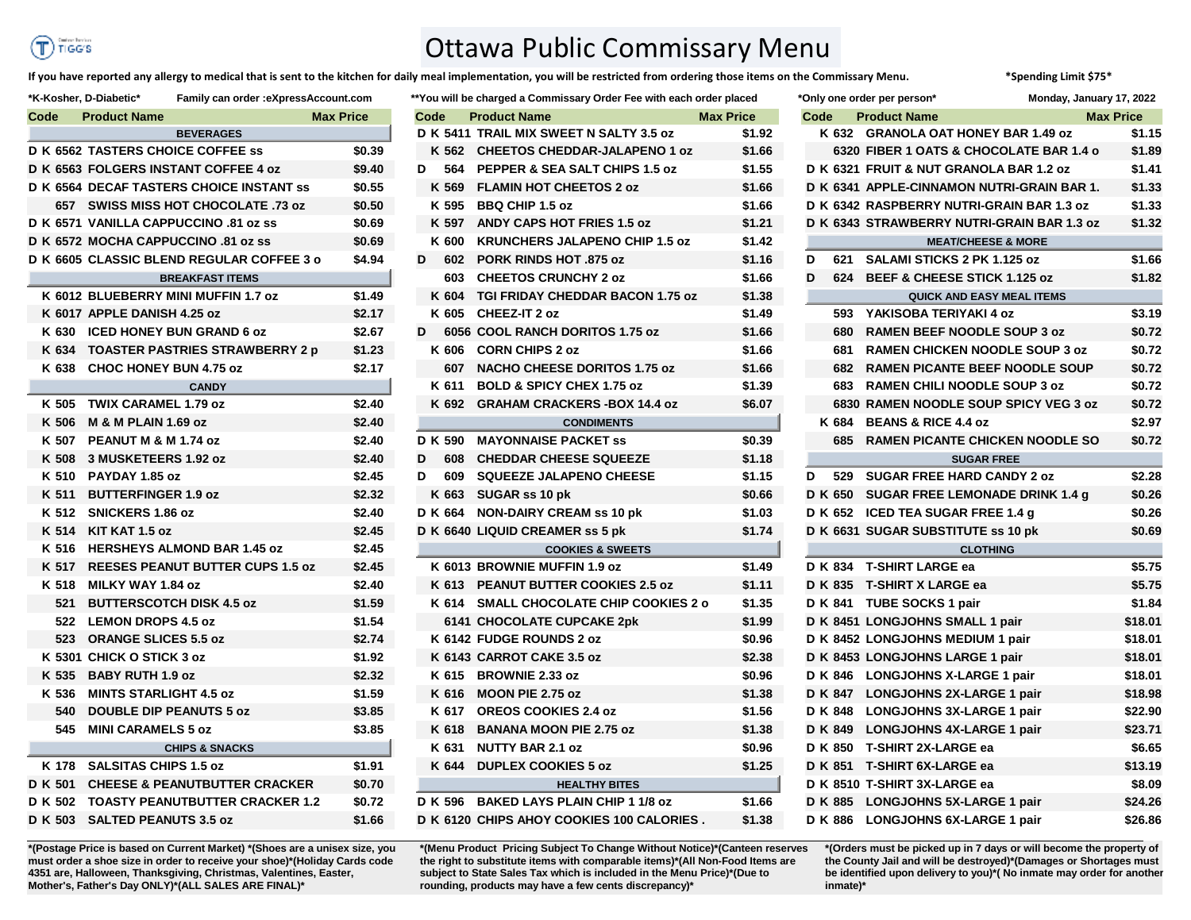# Ottawa Public Commissary Menu

**If you have reported any allergy to medical that is sent to the kitchen for daily meal implementation, you will be restricted from ordering those items on the Commissary Menu.** **\*Spending Limit $75\***

**\*K-Kosher, D-Diabetic\*** **Family can order :eXpressAccount.com** **\*\*You will be charged a Commissary Order Fee with each order placed** **\*Only one order per person\*** **Monday, January 17, 2022**

| Code | Product Name | Max Price |
|---|---|---|
| | **BEVERAGES** | |
| D K 6562 | TASTERS CHOICE COFFEE ss | $0.39 |
| D K 6563 | FOLGERS INSTANT COFFEE 4 oz | $9.40 |
| D K 6564 | DECAF TASTERS CHOICE INSTANT ss | $0.55 |
| 657 | SWISS MISS HOT CHOCOLATE .73 oz | $0.50 |
| D K 6571 | VANILLA CAPPUCCINO .81 oz ss | $0.69 |
| D K 6572 | MOCHA CAPPUCCINO .81 oz ss | $0.69 |
| D K 6605 | CLASSIC BLEND REGULAR COFFEE 3 o | $4.94 |
| | **BREAKFAST ITEMS** | |
| K 6012 | BLUEBERRY MINI MUFFIN 1.7 oz | $1.49 |
| K 6017 | APPLE DANISH 4.25 oz | $2.17 |
| K 630 | ICED HONEY BUN GRAND 6 oz | $2.67 |
| K 634 | TOASTER PASTRIES STRAWBERRY 2 p | $1.23 |
| K 638 | CHOC HONEY BUN 4.75 oz | $2.17 |
| | **CANDY** | |
| K 505 | TWIX CARAMEL 1.79 oz | $2.40 |
| K 506 | M & M PLAIN 1.69 oz | $2.40 |
| K 507 | PEANUT M & M 1.74 oz | $2.40 |
| K 508 | 3 MUSKETEERS 1.92 oz | $2.40 |
| K 510 | PAYDAY 1.85 oz | $2.45 |
| K 511 | BUTTERFINGER 1.9 oz | $2.32 |
| K 512 | SNICKERS 1.86 oz | $2.40 |
| K 514 | KIT KAT 1.5 oz | $2.45 |
| K 516 | HERSHEYS ALMOND BAR 1.45 oz | $2.45 |
| K 517 | REESES PEANUT BUTTER CUPS 1.5 oz | $2.45 |
| K 518 | MILKY WAY 1.84 oz | $2.40 |
| 521 | BUTTERSCOTCH DISK 4.5 oz | $1.59 |
| 522 | LEMON DROPS 4.5 oz | $1.54 |
| 523 | ORANGE SLICES 5.5 oz | $2.74 |
| K 5301 | CHICK O STICK 3 oz | $1.92 |
| K 535 | BABY RUTH 1.9 oz | $2.32 |
| K 536 | MINTS STARLIGHT 4.5 oz | $1.59 |
| 540 | DOUBLE DIP PEANUTS 5 oz | $3.85 |
| 545 | MINI CARAMELS 5 oz | $3.85 |
| | **CHIPS & SNACKS** | |
| K 178 | SALSITAS CHIPS 1.5 oz | $1.91 |
| D K 501 | CHEESE & PEANUTBUTTER CRACKER | $0.70 |
| D K 502 | TOASTY PEANUTBUTTER CRACKER 1.2 | $0.72 |
| D K 503 | SALTED PEANUTS 3.5 oz | $1.66 |
| D K 5411 | TRAIL MIX SWEET N SALTY 3.5 oz | $1.92 |
| K 562 | CHEETOS CHEDDAR-JALAPENO 1 oz | $1.66 |
| D 564 | PEPPER & SEA SALT CHIPS 1.5 oz | $1.55 |
| K 569 | FLAMIN HOT CHEETOS 2 oz | $1.66 |
| K 595 | BBQ CHIP 1.5 oz | $1.66 |
| K 597 | ANDY CAPS HOT FRIES 1.5 oz | $1.21 |
| K 600 | KRUNCHERS JALAPENO CHIP 1.5 oz | $1.42 |
| D 602 | PORK RINDS HOT .875 oz | $1.16 |
| 603 | CHEETOS CRUNCHY 2 oz | $1.66 |
| K 604 | TGI FRIDAY CHEDDAR BACON 1.75 oz | $1.38 |
| K 605 | CHEEZ-IT 2 oz | $1.49 |
| D 6056 | COOL RANCH DORITOS 1.75 oz | $1.66 |
| K 606 | CORN CHIPS 2 oz | $1.66 |
| 607 | NACHO CHEESE DORITOS 1.75 oz | $1.66 |
| K 611 | BOLD & SPICY CHEX 1.75 oz | $1.39 |
| K 692 | GRAHAM CRACKERS -BOX 14.4 oz | $6.07 |
| | **CONDIMENTS** | |
| D K 590 | MAYONNAISE PACKET ss | $0.39 |
| D 608 | CHEDDAR CHEESE SQUEEZE | $1.18 |
| D 609 | SQUEEZE JALAPENO CHEESE | $1.15 |
| K 663 | SUGAR ss 10 pk | $0.66 |
| D K 664 | NON-DAIRY CREAM ss 10 pk | $1.03 |
| D K 6640 | LIQUID CREAMER ss 5 pk | $1.74 |
| | **COOKIES & SWEETS** | |
| K 6013 | BROWNIE MUFFIN 1.9 oz | $1.49 |
| K 613 | PEANUT BUTTER COOKIES 2.5 oz | $1.11 |
| K 614 | SMALL CHOCOLATE CHIP COOKIES 2 o | $1.35 |
| 6141 | CHOCOLATE CUPCAKE 2pk | $1.99 |
| K 6142 | FUDGE ROUNDS 2 oz | $0.96 |
| K 6143 | CARROT CAKE 3.5 oz | $2.38 |
| K 615 | BROWNIE 2.33 oz | $0.96 |
| K 616 | MOON PIE 2.75 oz | $1.38 |
| K 617 | OREOS COOKIES 2.4 oz | $1.56 |
| K 618 | BANANA MOON PIE 2.75 oz | $1.38 |
| K 631 | NUTTY BAR 2.1 oz | $0.96 |
| K 644 | DUPLEX COOKIES 5 oz | $1.25 |
| | **HEALTHY BITES** | |
| D K 596 | BAKED LAYS PLAIN CHIP 1 1/8 oz | $1.66 |
| D K 6120 | CHIPS AHOY COOKIES 100 CALORIES . | $1.38 |
| K 632 | GRANOLA OAT HONEY BAR 1.49 oz | $1.15 |
| 6320 | FIBER 1 OATS & CHOCOLATE BAR 1.4 o | $1.89 |
| D K 6321 | FRUIT & NUT GRANOLA BAR 1.2 oz | $1.41 |
| D K 6341 | APPLE-CINNAMON NUTRI-GRAIN BAR 1. | $1.33 |
| D K 6342 | RASPBERRY NUTRI-GRAIN BAR 1.3 oz | $1.33 |
| D K 6343 | STRAWBERRY NUTRI-GRAIN BAR 1.3 oz | $1.32 |
| | **MEAT/CHEESE & MORE** | |
| D 621 | SALAMI STICKS 2 PK 1.125 oz | $1.66 |
| D 624 | BEEF & CHEESE STICK 1.125 oz | $1.82 |
| | **QUICK AND EASY MEAL ITEMS** | |
| 593 | YAKISOBA TERIYAKI 4 oz | $3.19 |
| 680 | RAMEN BEEF NOODLE SOUP 3 oz | $0.72 |
| 681 | RAMEN CHICKEN NOODLE SOUP 3 oz | $0.72 |
| 682 | RAMEN PICANTE BEEF NOODLE SOUP | $0.72 |
| 683 | RAMEN CHILI NOODLE SOUP 3 oz | $0.72 |
| 6830 | RAMEN NOODLE SOUP SPICY VEG 3 oz | $0.72 |
| K 684 | BEANS & RICE 4.4 oz | $2.97 |
| 685 | RAMEN PICANTE CHICKEN NOODLE SO | $0.72 |
| | **SUGAR FREE** | |
| D 529 | SUGAR FREE HARD CANDY 2 oz | $2.28 |
| D K 650 | SUGAR FREE LEMONADE DRINK 1.4 g | $0.26 |
| D K 652 | ICED TEA SUGAR FREE 1.4 g | $0.26 |
| D K 6631 | SUGAR SUBSTITUTE ss 10 pk | $0.69 |
| | **CLOTHING** | |
| D K 834 | T-SHIRT LARGE ea | $5.75 |
| D K 835 | T-SHIRT X LARGE ea | $5.75 |
| D K 841 | TUBE SOCKS 1 pair | $1.84 |
| D K 8451 | LONGJOHNS SMALL 1 pair | $18.01 |
| D K 8452 | LONGJOHNS MEDIUM 1 pair | $18.01 |
| D K 8453 | LONGJOHNS LARGE 1 pair | $18.01 |
| D K 846 | LONGJOHNS X-LARGE 1 pair | $18.01 |
| D K 847 | LONGJOHNS 2X-LARGE 1 pair | $18.98 |
| D K 848 | LONGJOHNS 3X-LARGE 1 pair | $22.90 |
| D K 849 | LONGJOHNS 4X-LARGE 1 pair | $23.71 |
| D K 850 | T-SHIRT 2X-LARGE ea | $6.65 |
| D K 851 | T-SHIRT 6X-LARGE ea | $13.19 |
| D K 8510 | T-SHIRT 3X-LARGE ea | $8.09 |
| D K 885 | LONGJOHNS 5X-LARGE 1 pair | $24.26 |
| D K 886 | LONGJOHNS 6X-LARGE 1 pair | $26.86 |

**\*(Postage Price is based on Current Market) \*(Shoes are a unisex size, you must order a shoe size in order to receive your shoe)\*(Holiday Cards code 4351 are, Halloween, Thanksgiving, Christmas, Valentines, Easter, Mother's, Father's Day ONLY)\*(ALL SALES ARE FINAL)\***

**\*(Menu Product Pricing Subject To Change Without Notice)\*(Canteen reserves the right to substitute items with comparable items)\*(All Non-Food Items are subject to State Sales Tax which is included in the Menu Price)\*(Due to rounding, products may have a few cents discrepancy)\***

**\*(Orders must be picked up in 7 days or will become the property of the County Jail and will be destroyed)\*(Damages or Shortages must be identified upon delivery to you)\*( No inmate may order for another inmate)\***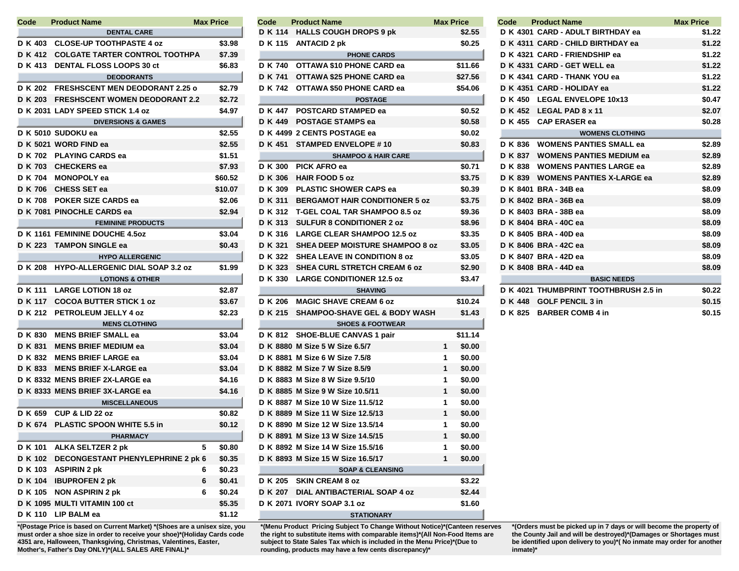| Code | Product Name | | Max Price |
|---|---|---|---|
| | **DENTAL CARE** | | |
| D K 403 | CLOSE-UP TOOTHPASTE 4 oz | | $3.98 |
| D K 412 | COLGATE TARTER CONTROL TOOTHPA | | $7.39 |
| D K 413 | DENTAL FLOSS LOOPS 30 ct | | $6.83 |
| | **DEODORANTS** | | |
| D K 202 | FRESHSCENT MEN DEODORANT 2.25 o | | $2.79 |
| D K 203 | FRESHSCENT WOMEN DEODORANT 2.2 | | $2.72 |
| D K 2031 | LADY SPEED STICK 1.4 oz | | $4.97 |
| | **DIVERSIONS & GAMES** | | |
| D K 5010 | SUDOKU ea | | $2.55 |
| D K 5021 | WORD FIND ea | | $2.55 |
| D K 702 | PLAYING CARDS ea | | $1.51 |
| D K 703 | CHECKERS ea | | $7.93 |
| D K 704 | MONOPOLY ea | | $60.52 |
| D K 706 | CHESS SET ea | | $10.07 |
| D K 708 | POKER SIZE CARDS ea | | $2.06 |
| D K 7081 | PINOCHLE CARDS ea | | $2.94 |
| | **FEMININE PRODUCTS** | | |
| D K 1161 | FEMININE DOUCHE 4.5oz | | $3.04 |
| D K 223 | TAMPON SINGLE ea | | $0.43 |
| | **HYPO ALLERGENIC** | | |
| D K 208 | HYPO-ALLERGENIC DIAL SOAP 3.2 oz | | $1.99 |
| | **LOTIONS & OTHER** | | |
| D K 111 | LARGE LOTION 18 oz | | $2.87 |
| D K 117 | COCOA BUTTER STICK 1 oz | | $3.67 |
| D K 212 | PETROLEUM JELLY 4 oz | | $2.23 |
| | **MENS CLOTHING** | | |
| D K 830 | MENS BRIEF SMALL ea | | $3.04 |
| D K 831 | MENS BRIEF MEDIUM ea | | $3.04 |
| D K 832 | MENS BRIEF LARGE ea | | $3.04 |
| D K 833 | MENS BRIEF X-LARGE ea | | $3.04 |
| D K 8332 | MENS BRIEF 2X-LARGE ea | | $4.16 |
| D K 8333 | MENS BRIEF 3X-LARGE ea | | $4.16 |
| | **MISCELLANEOUS** | | |
| D K 659 | CUP & LID 22 oz | | $0.82 |
| D K 674 | PLASTIC SPOON WHITE 5.5 in | | $0.12 |
| | **PHARMACY** | | |
| D K 101 | ALKA SELTZER 2 pk | 5 | $0.80 |
| D K 102 | DECONGESTANT PHENYLEPHRINE 2 pk | 6 | $0.35 |
| D K 103 | ASPIRIN 2 pk | 6 | $0.23 |
| D K 104 | IBUPROFEN 2 pk | 6 | $0.41 |
| D K 105 | NON ASPIRIN 2 pk | 6 | $0.24 |
| D K 1095 | MULTI VITAMIN 100 ct | | $5.35 |
| D K 110 | LIP BALM ea | | $1.12 |
| D K 114 | HALLS COUGH DROPS 9 pk | | $2.55 |
| D K 115 | ANTACID 2 pk | | $0.25 |
| | **PHONE CARDS** | | |
| D K 740 | OTTAWA $10 PHONE CARD ea | | $11.66 |
| D K 741 | OTTAWA $25 PHONE CARD ea | | $27.56 |
| D K 742 | OTTAWA $50 PHONE CARD ea | | $54.06 |
| | **POSTAGE** | | |
| D K 447 | POSTCARD STAMPED ea | | $0.52 |
| D K 449 | POSTAGE STAMPS ea | | $0.58 |
| D K 4499 | 2 CENTS POSTAGE ea | | $0.02 |
| D K 451 | STAMPED ENVELOPE # 10 | | $0.83 |
| | **SHAMPOO & HAIR CARE** | | |
| D K 300 | PICK AFRO ea | | $0.71 |
| D K 306 | HAIR FOOD 5 oz | | $3.75 |
| D K 309 | PLASTIC SHOWER CAPS ea | | $0.39 |
| D K 311 | BERGAMOT HAIR CONDITIONER 5 oz | | $3.75 |
| D K 312 | T-GEL COAL TAR SHAMPOO 8.5 oz | | $9.36 |
| D K 313 | SULFUR 8 CONDITIONER 2 oz | | $8.96 |
| D K 316 | LARGE CLEAR SHAMPOO 12.5 oz | | $3.35 |
| D K 321 | SHEA DEEP MOISTURE SHAMPOO 8 oz | | $3.05 |
| D K 322 | SHEA LEAVE IN CONDITION 8 oz | | $3.05 |
| D K 323 | SHEA CURL STRETCH CREAM 6 oz | | $2.90 |
| D K 330 | LARGE CONDITIONER 12.5 oz | | $3.47 |
| | **SHAVING** | | |
| D K 206 | MAGIC SHAVE CREAM 6 oz | | $10.24 |
| D K 215 | SHAMPOO-SHAVE GEL & BODY WASH | | $1.43 |
| | **SHOES & FOOTWEAR** | | |
| D K 812 | SHOE-BLUE CANVAS 1 pair | | $11.14 |
| D K 8880 | M Size 5 W Size 6.5/7 | 1 | $0.00 |
| D K 8881 | M Size 6 W Size 7.5/8 | 1 | $0.00 |
| D K 8882 | M Size 7 W Size 8.5/9 | 1 | $0.00 |
| D K 8883 | M Size 8 W Size 9.5/10 | 1 | $0.00 |
| D K 8885 | M Size 9 W Size 10.5/11 | 1 | $0.00 |
| D K 8887 | M Size 10 W Size 11.5/12 | 1 | $0.00 |
| D K 8889 | M Size 11 W Size 12.5/13 | 1 | $0.00 |
| D K 8890 | M Size 12 W Size 13.5/14 | 1 | $0.00 |
| D K 8891 | M Size 13 W Size 14.5/15 | 1 | $0.00 |
| D K 8892 | M Size 14 W Size 15.5/16 | 1 | $0.00 |
| D K 8893 | M Size 15 W Size 16.5/17 | 1 | $0.00 |
| | **SOAP & CLEANSING** | | |
| D K 205 | SKIN CREAM 8 oz | | $3.22 |
| D K 207 | DIAL ANTIBACTERIAL SOAP 4 oz | | $2.44 |
| D K 2071 | IVORY SOAP 3.1 oz | | $1.60 |
| | **STATIONARY** | | |
| D K 4301 | CARD - ADULT BIRTHDAY ea | | $1.22 |
| D K 4311 | CARD - CHILD BIRTHDAY ea | | $1.22 |
| D K 4321 | CARD - FRIENDSHIP ea | | $1.22 |
| D K 4331 | CARD - GET WELL ea | | $1.22 |
| D K 4341 | CARD - THANK YOU ea | | $1.22 |
| D K 4351 | CARD - HOLIDAY ea | | $1.22 |
| D K 450 | LEGAL ENVELOPE 10x13 | | $0.47 |
| D K 452 | LEGAL PAD 8 x 11 | | $2.07 |
| D K 455 | CAP ERASER ea | | $0.28 |
| | **WOMENS CLOTHING** | | |
| D K 836 | WOMENS PANTIES SMALL ea | | $2.89 |
| D K 837 | WOMENS PANTIES MEDIUM ea | | $2.89 |
| D K 838 | WOMENS PANTIES LARGE ea | | $2.89 |
| D K 839 | WOMENS PANTIES X-LARGE ea | | $2.89 |
| D K 8401 | BRA - 34B ea | | $8.09 |
| D K 8402 | BRA - 36B ea | | $8.09 |
| D K 8403 | BRA - 38B ea | | $8.09 |
| D K 8404 | BRA - 40C ea | | $8.09 |
| D K 8405 | BRA - 40D ea | | $8.09 |
| D K 8406 | BRA - 42C ea | | $8.09 |
| D K 8407 | BRA - 42D ea | | $8.09 |
| D K 8408 | BRA - 44D ea | | $8.09 |
| | **BASIC NEEDS** | | |
| D K 4021 | THUMBPRINT TOOTHBRUSH 2.5 in | | $0.22 |
| D K 448 | GOLF PENCIL 3 in | | $0.15 |
| D K 825 | BARBER COMB 4 in | | $0.15 |

*(Postage Price is based on Current Market) *(Shoes are a unisex size, you must order a shoe size in order to receive your shoe)*(Holiday Cards code 4351 are, Halloween, Thanksgiving, Christmas, Valentines, Easter, Mother's, Father's Day ONLY)*(ALL SALES ARE FINAL)*

*(Menu Product Pricing Subject To Change Without Notice)*(Canteen reserves the right to substitute items with comparable items)*(All Non-Food Items are subject to State Sales Tax which is included in the Menu Price)*(Due to rounding, products may have a few cents discrepancy)*

*(Orders must be picked up in 7 days or will become the property of the County Jail and will be destroyed)*(Damages or Shortages must be identified upon delivery to you)*( No inmate may order for another inmate)*